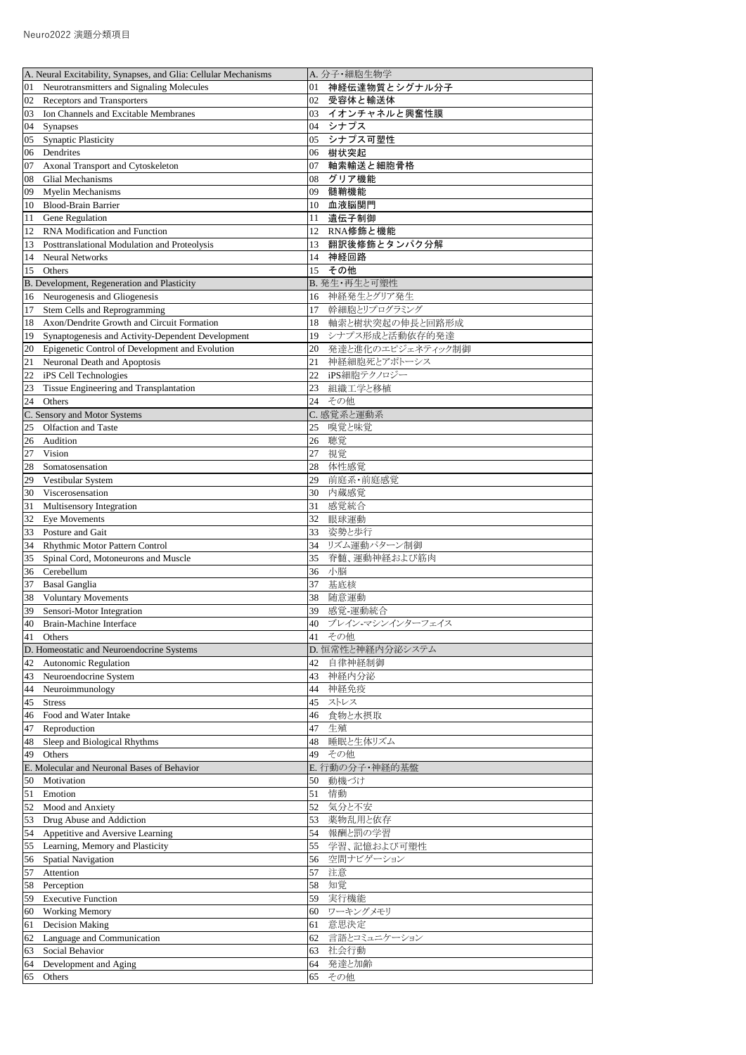# Neuro2022 演題分類項目

| A. Neural Excitability, Synapses, and Glia: Cellular Mechanisms | A. 分子・細胞生物学 |
|---|---|
| 01 Neurotransmitters and Signaling Molecules | 01 **神経伝達物質とシグナル分子** |
| 02 Receptors and Transporters | 02 **受容体と輸送体** |
| 03 Ion Channels and Excitable Membranes | 03 **イオンチャネルと興奮性膜** |
| 04 Synapses | 04 **シナプス** |
| 05 Synaptic Plasticity | 05 **シナプス可塑性** |
| 06 Dendrites | 06 **樹状突起** |
| 07 Axonal Transport and Cytoskeleton | 07 **軸索輸送と細胞骨格** |
| 08 Glial Mechanisms | 08 **グリア機能** |
| 09 Myelin Mechanisms | 09 **髄鞘機能** |
| 10 Blood-Brain Barrier | 10 **血液脳関門** |
| 11 Gene Regulation | 11 **遺伝子制御** |
| 12 RNA Modification and Function | 12 **RNA修飾と機能** |
| 13 Posttranslational Modulation and Proteolysis | 13 **翻訳後修飾とタンパク分解** |
| 14 Neural Networks | 14 **神経回路** |
| 15 Others | 15 **その他** |
| **B. Development, Regeneration and Plasticity** | **B. 発生・再生と可塑性** |
| 16 Neurogenesis and Gliogenesis | 16 神経発生とグリア発生 |
| 17 Stem Cells and Reprogramming | 17 幹細胞とリプログラミング |
| 18 Axon/Dendrite Growth and Circuit Formation | 18 軸索と樹状突起の伸長と回路形成 |
| 19 Synaptogenesis and Activity-Dependent Development | 19 シナプス形成と活動依存的発達 |
| 20 Epigenetic Control of Development and Evolution | 20 発達と進化のエピジェネティック制御 |
| 21 Neuronal Death and Apoptosis | 21 神経細胞死とアポトーシス |
| 22 iPS Cell Technologies | 22 iPS細胞テクノロジー |
| 23 Tissue Engineering and Transplantation | 23 組織工学と移植 |
| 24 Others | 24 その他 |
| **C. Sensory and Motor Systems** | **C. 感覚系と運動系** |
| 25 Olfaction and Taste | 25 嗅覚と味覚 |
| 26 Audition | 26 聴覚 |
| 27 Vision | 27 視覚 |
| 28 Somatosensation | 28 体性感覚 |
| 29 Vestibular System | 29 前庭系・前庭感覚 |
| 30 Viscerosensation | 30 内臓感覚 |
| 31 Multisensory Integration | 31 感覚統合 |
| 32 Eye Movements | 32 眼球運動 |
| 33 Posture and Gait | 33 姿勢と歩行 |
| 34 Rhythmic Motor Pattern Control | 34 リズム運動パターン制御 |
| 35 Spinal Cord, Motoneurons and Muscle | 35 脊髄、運動神経および筋肉 |
| 36 Cerebellum | 36 小脳 |
| 37 Basal Ganglia | 37 基底核 |
| 38 Voluntary Movements | 38 随意運動 |
| 39 Sensori-Motor Integration | 39 感覚-運動統合 |
| 40 Brain-Machine Interface | 40 ブレイン-マシンインターフェイス |
| 41 Others | 41 その他 |
| **D. Homeostatic and Neuroendocrine Systems** | **D. 恒常性と神経内分泌システム** |
| 42 Autonomic Regulation | 42 自律神経制御 |
| 43 Neuroendocrine System | 43 神経内分泌 |
| 44 Neuroimmunology | 44 神経免疫 |
| 45 Stress | 45 ストレス |
| 46 Food and Water Intake | 46 食物と水摂取 |
| 47 Reproduction | 47 生殖 |
| 48 Sleep and Biological Rhythms | 48 睡眠と生体リズム |
| 49 Others | 49 その他 |
| **E. Molecular and Neuronal Bases of Behavior** | **E. 行動の分子・神経的基盤** |
| 50 Motivation | 50 動機づけ |
| 51 Emotion | 51 情動 |
| 52 Mood and Anxiety | 52 気分と不安 |
| 53 Drug Abuse and Addiction | 53 薬物乱用と依存 |
| 54 Appetitive and Aversive Learning | 54 報酬と罰の学習 |
| 55 Learning, Memory and Plasticity | 55 学習、記憶および可塑性 |
| 56 Spatial Navigation | 56 空間ナビゲーション |
| 57 Attention | 57 注意 |
| 58 Perception | 58 知覚 |
| 59 Executive Function | 59 実行機能 |
| 60 Working Memory | 60 ワーキングメモリ |
| 61 Decision Making | 61 意思決定 |
| 62 Language and Communication | 62 言語とコミュニケーション |
| 63 Social Behavior | 63 社会行動 |
| 64 Development and Aging | 64 発達と加齢 |
| 65 Others | 65 その他 |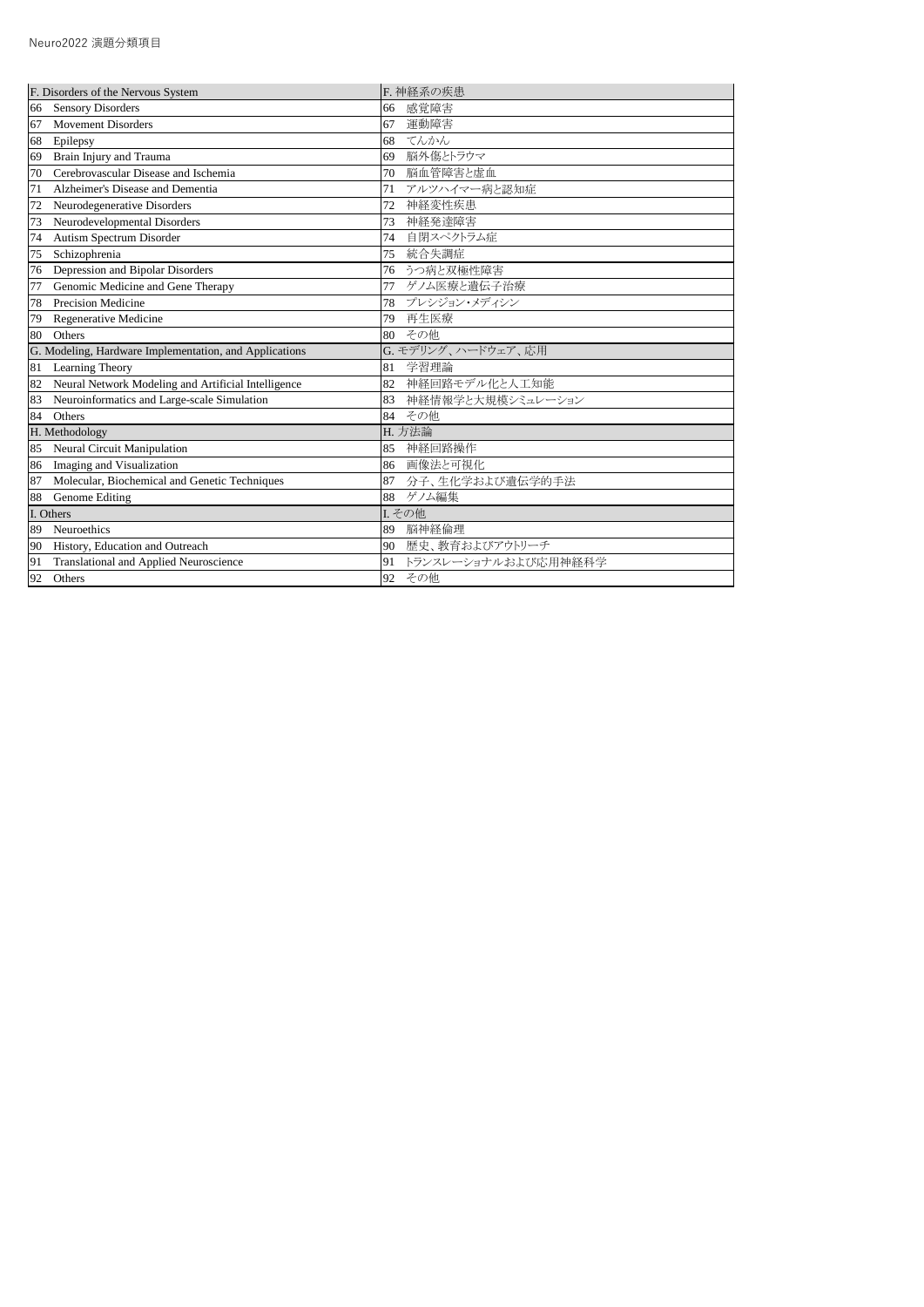Neuro2022 演題分類項目

| | |
|---|---|
| F. Disorders of the Nervous System | F. 神経系の疾患 |
| 66 Sensory Disorders | 66 感覚障害 |
| 67 Movement Disorders | 67 運動障害 |
| 68 Epilepsy | 68 てんかん |
| 69 Brain Injury and Trauma | 69 脳外傷とトラウマ |
| 70 Cerebrovascular Disease and Ischemia | 70 脳血管障害と虚血 |
| 71 Alzheimer's Disease and Dementia | 71 アルツハイマー病と認知症 |
| 72 Neurodegenerative Disorders | 72 神経変性疾患 |
| 73 Neurodevelopmental Disorders | 73 神経発達障害 |
| 74 Autism Spectrum Disorder | 74 自閉スペクトラム症 |
| 75 Schizophrenia | 75 統合失調症 |
| 76 Depression and Bipolar Disorders | 76 うつ病と双極性障害 |
| 77 Genomic Medicine and Gene Therapy | 77 ゲノム医療と遺伝子治療 |
| 78 Precision Medicine | 78 プレシジョン・メディシン |
| 79 Regenerative Medicine | 79 再生医療 |
| 80 Others | 80 その他 |
| G. Modeling, Hardware Implementation, and Applications | G. モデリング、ハードウェア、応用 |
| 81 Learning Theory | 81 学習理論 |
| 82 Neural Network Modeling and Artificial Intelligence | 82 神経回路モデル化と人工知能 |
| 83 Neuroinformatics and Large-scale Simulation | 83 神経情報学と大規模シミュレーション |
| 84 Others | 84 その他 |
| H. Methodology | H. 方法論 |
| 85 Neural Circuit Manipulation | 85 神経回路操作 |
| 86 Imaging and Visualization | 86 画像法と可視化 |
| 87 Molecular, Biochemical and Genetic Techniques | 87 分子、生化学および遺伝学的手法 |
| 88 Genome Editing | 88 ゲノム編集 |
| I. Others | I. その他 |
| 89 Neuroethics | 89 脳神経倫理 |
| 90 History, Education and Outreach | 90 歴史、教育およびアウトリーチ |
| 91 Translational and Applied Neuroscience | 91 トランスレーショナルおよび応用神経科学 |
| 92 Others | 92 その他 |